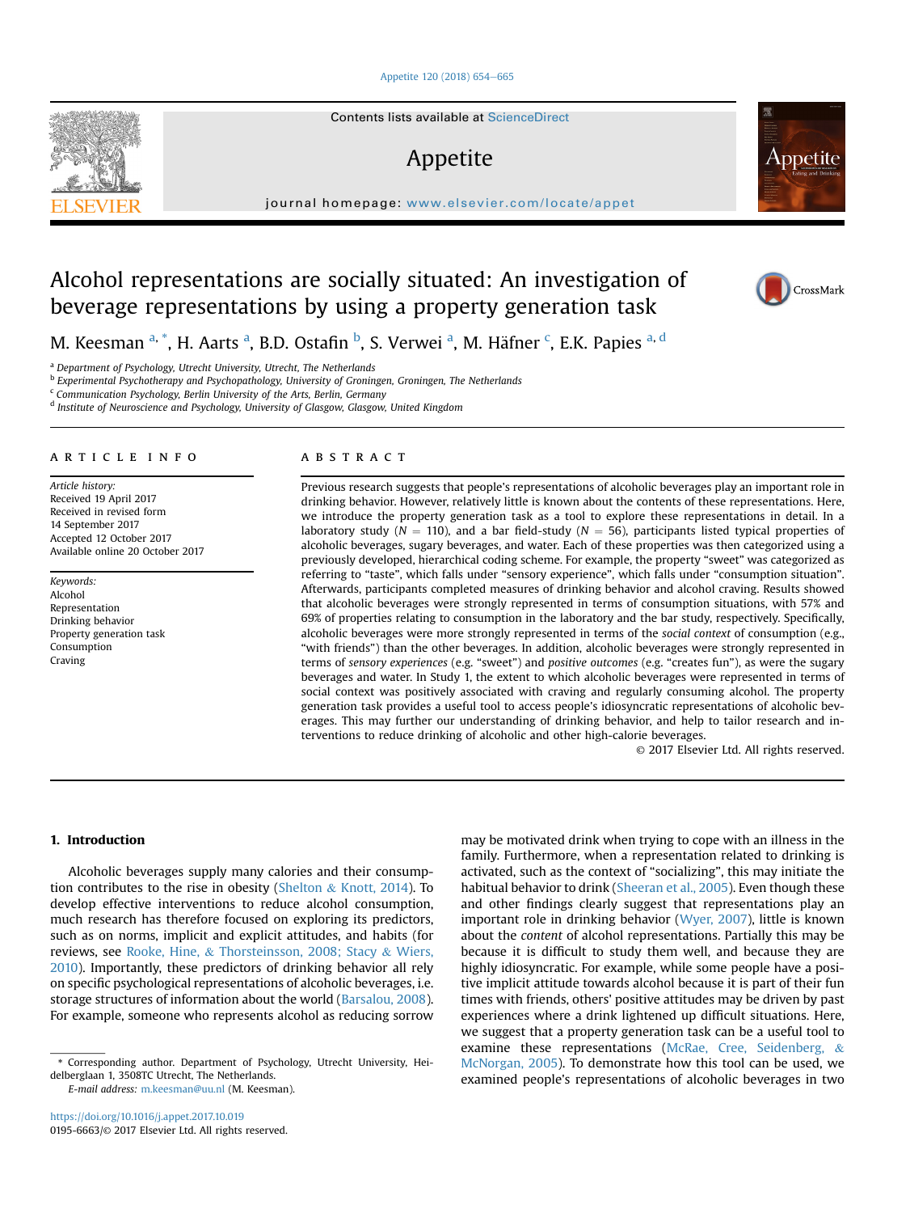# Alcohol representations are socially situated: An investigation of beverage representations by using a property generation task

M. Keesman [a, *], H. Aarts [a], B.D. Ostafin [b], S. Verwei [a], M. Häfner [c], E.K. Papies [a, d]

[a] Department of Psychology, Utrecht University, Utrecht, The Netherlands
[b] Experimental Psychotherapy and Psychopathology, University of Groningen, Groningen, The Netherlands
[c] Communication Psychology, Berlin University of the Arts, Berlin, Germany
[d] Institute of Neuroscience and Psychology, University of Glasgow, Glasgow, United Kingdom

## ARTICLE INFO

*Article history:*
Received 19 April 2017
Received in revised form 14 September 2017
Accepted 12 October 2017
Available online 20 October 2017

*Keywords:*
Alcohol
Representation
Drinking behavior
Property generation task
Consumption
Craving

## ABSTRACT

Previous research suggests that people's representations of alcoholic beverages play an important role in drinking behavior. However, relatively little is known about the contents of these representations. Here, we introduce the property generation task as a tool to explore these representations in detail. In a laboratory study ($N = 110$), and a bar field-study ($N = 56$), participants listed typical properties of alcoholic beverages, sugary beverages, and water. Each of these properties was then categorized using a previously developed, hierarchical coding scheme. For example, the property "sweet" was categorized as referring to "taste", which falls under "sensory experience", which falls under "consumption situation". Afterwards, participants completed measures of drinking behavior and alcohol craving. Results showed that alcoholic beverages were strongly represented in terms of consumption situations, with 57% and 69% of properties relating to consumption in the laboratory and the bar study, respectively. Specifically, alcoholic beverages were more strongly represented in terms of the *social context* of consumption (e.g., "with friends") than the other beverages. In addition, alcoholic beverages were strongly represented in terms of *sensory experiences* (e.g. "sweet") and *positive outcomes* (e.g. "creates fun"), as were the sugary beverages and water. In Study 1, the extent to which alcoholic beverages were represented in terms of social context was positively associated with craving and regularly consuming alcohol. The property generation task provides a useful tool to access people's idiosyncratic representations of alcoholic beverages. This may further our understanding of drinking behavior, and help to tailor research and interventions to reduce drinking of alcoholic and other high-calorie beverages.

© 2017 Elsevier Ltd. All rights reserved.

## 1. Introduction

Alcoholic beverages supply many calories and their consumption contributes to the rise in obesity (Shelton & Knott, 2014). To develop effective interventions to reduce alcohol consumption, much research has therefore focused on exploring its predictors, such as on norms, implicit and explicit attitudes, and habits (for reviews, see Rooke, Hine, & Thorsteinsson, 2008; Stacy & Wiers, 2010). Importantly, these predictors of drinking behavior all rely on specific psychological representations of alcoholic beverages, i.e. storage structures of information about the world (Barsalou, 2008). For example, someone who represents alcohol as reducing sorrow may be motivated drink when trying to cope with an illness in the family. Furthermore, when a representation related to drinking is activated, such as the context of "socializing", this may initiate the habitual behavior to drink (Sheeran et al., 2005). Even though these and other findings clearly suggest that representations play an important role in drinking behavior (Wyer, 2007), little is known about the *content* of alcohol representations. Partially this may be because it is difficult to study them well, and because they are highly idiosyncratic. For example, while some people have a positive implicit attitude towards alcohol because it is part of their fun times with friends, others' positive attitudes may be driven by past experiences where a drink lightened up difficult situations. Here, we suggest that a property generation task can be a useful tool to examine these representations (McRae, Cree, Seidenberg, & McNorgan, 2005). To demonstrate how this tool can be used, we examined people's representations of alcoholic beverages in two

* Corresponding author. Department of Psychology, Utrecht University, Heidelberglaan 1, 3508TC Utrecht, The Netherlands.
*E-mail address:* m.keesman@uu.nl (M. Keesman).

https://doi.org/10.1016/j.appet.2017.10.019
0195-6663/© 2017 Elsevier Ltd. All rights reserved.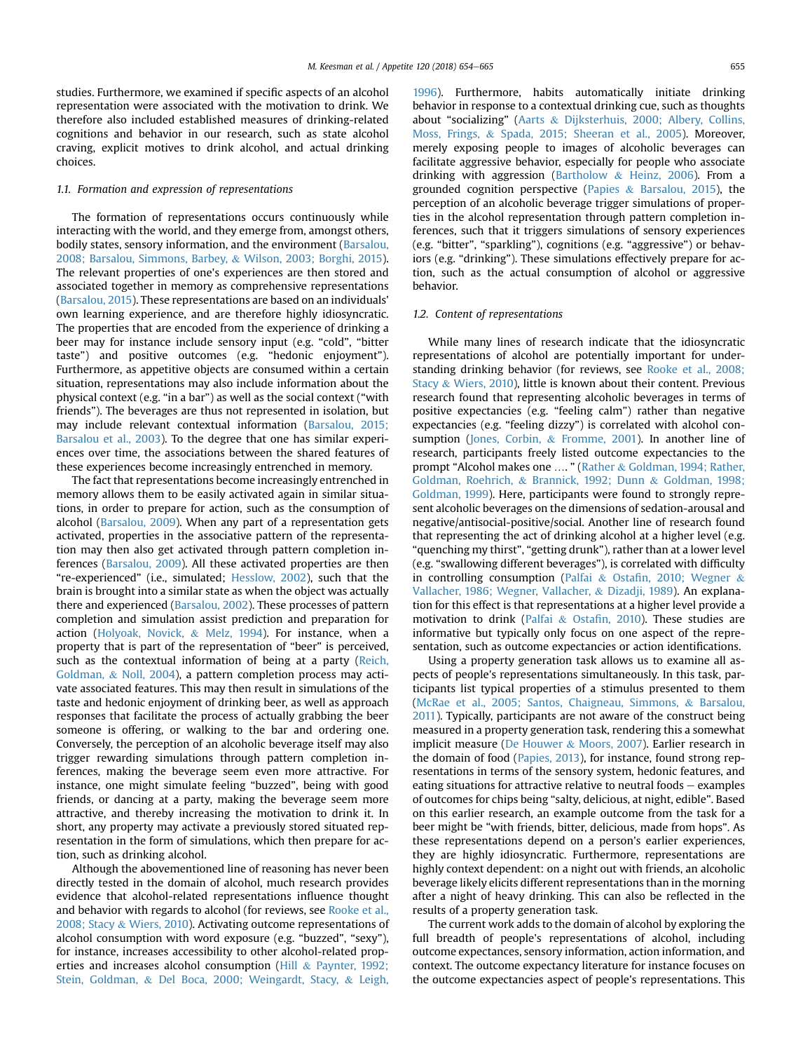studies. Furthermore, we examined if specific aspects of an alcohol representation were associated with the motivation to drink. We therefore also included established measures of drinking-related cognitions and behavior in our research, such as state alcohol craving, explicit motives to drink alcohol, and actual drinking choices.

### 1.1. Formation and expression of representations

The formation of representations occurs continuously while interacting with the world, and they emerge from, amongst others, bodily states, sensory information, and the environment (Barsalou, 2008; Barsalou, Simmons, Barbey, & Wilson, 2003; Borghi, 2015). The relevant properties of one's experiences are then stored and associated together in memory as comprehensive representations (Barsalou, 2015). These representations are based on an individuals' own learning experience, and are therefore highly idiosyncratic. The properties that are encoded from the experience of drinking a beer may for instance include sensory input (e.g. "cold", "bitter taste") and positive outcomes (e.g. "hedonic enjoyment"). Furthermore, as appetitive objects are consumed within a certain situation, representations may also include information about the physical context (e.g. "in a bar") as well as the social context ("with friends"). The beverages are thus not represented in isolation, but may include relevant contextual information (Barsalou, 2015; Barsalou et al., 2003). To the degree that one has similar experiences over time, the associations between the shared features of these experiences become increasingly entrenched in memory.

The fact that representations become increasingly entrenched in memory allows them to be easily activated again in similar situations, in order to prepare for action, such as the consumption of alcohol (Barsalou, 2009). When any part of a representation gets activated, properties in the associative pattern of the representation may then also get activated through pattern completion inferences (Barsalou, 2009). All these activated properties are then "re-experienced" (i.e., simulated; Hesslow, 2002), such that the brain is brought into a similar state as when the object was actually there and experienced (Barsalou, 2002). These processes of pattern completion and simulation assist prediction and preparation for action (Holyoak, Novick, & Melz, 1994). For instance, when a property that is part of the representation of "beer" is perceived, such as the contextual information of being at a party (Reich, Goldman, & Noll, 2004), a pattern completion process may activate associated features. This may then result in simulations of the taste and hedonic enjoyment of drinking beer, as well as approach responses that facilitate the process of actually grabbing the beer someone is offering, or walking to the bar and ordering one. Conversely, the perception of an alcoholic beverage itself may also trigger rewarding simulations through pattern completion inferences, making the beverage seem even more attractive. For instance, one might simulate feeling "buzzed", being with good friends, or dancing at a party, making the beverage seem more attractive, and thereby increasing the motivation to drink it. In short, any property may activate a previously stored situated representation in the form of simulations, which then prepare for action, such as drinking alcohol.

Although the abovementioned line of reasoning has never been directly tested in the domain of alcohol, much research provides evidence that alcohol-related representations influence thought and behavior with regards to alcohol (for reviews, see Rooke et al., 2008; Stacy & Wiers, 2010). Activating outcome representations of alcohol consumption with word exposure (e.g. "buzzed", "sexy"), for instance, increases accessibility to other alcohol-related properties and increases alcohol consumption (Hill & Paynter, 1992; Stein, Goldman, & Del Boca, 2000; Weingardt, Stacy, & Leigh, 1996). Furthermore, habits automatically initiate drinking behavior in response to a contextual drinking cue, such as thoughts about "socializing" (Aarts & Dijksterhuis, 2000; Albery, Collins, Moss, Frings, & Spada, 2015; Sheeran et al., 2005). Moreover, merely exposing people to images of alcoholic beverages can facilitate aggressive behavior, especially for people who associate drinking with aggression (Bartholow & Heinz, 2006). From a grounded cognition perspective (Papies & Barsalou, 2015), the perception of an alcoholic beverage trigger simulations of properties in the alcohol representation through pattern completion inferences, such that it triggers simulations of sensory experiences (e.g. "bitter", "sparkling"), cognitions (e.g. "aggressive") or behaviors (e.g. "drinking"). These simulations effectively prepare for action, such as the actual consumption of alcohol or aggressive behavior.

### 1.2. Content of representations

While many lines of research indicate that the idiosyncratic representations of alcohol are potentially important for understanding drinking behavior (for reviews, see Rooke et al., 2008; Stacy & Wiers, 2010), little is known about their content. Previous research found that representing alcoholic beverages in terms of positive expectancies (e.g. "feeling calm") rather than negative expectancies (e.g. "feeling dizzy") is correlated with alcohol consumption (Jones, Corbin, & Fromme, 2001). In another line of research, participants freely listed outcome expectancies to the prompt "Alcohol makes one .... " (Rather & Goldman, 1994; Rather, Goldman, Roehrich, & Brannick, 1992; Dunn & Goldman, 1998; Goldman, 1999). Here, participants were found to strongly represent alcoholic beverages on the dimensions of sedation-arousal and negative/antisocial-positive/social. Another line of research found that representing the act of drinking alcohol at a higher level (e.g. "quenching my thirst", "getting drunk"), rather than at a lower level (e.g. "swallowing different beverages"), is correlated with difficulty in controlling consumption (Palfai & Ostafin, 2010; Wegner & Vallacher, 1986; Wegner, Vallacher, & Dizadji, 1989). An explanation for this effect is that representations at a higher level provide a motivation to drink (Palfai & Ostafin, 2010). These studies are informative but typically only focus on one aspect of the representation, such as outcome expectancies or action identifications.

Using a property generation task allows us to examine all aspects of people's representations simultaneously. In this task, participants list typical properties of a stimulus presented to them (McRae et al., 2005; Santos, Chaigneau, Simmons, & Barsalou, 2011). Typically, participants are not aware of the construct being measured in a property generation task, rendering this a somewhat implicit measure (De Houwer & Moors, 2007). Earlier research in the domain of food (Papies, 2013), for instance, found strong representations in terms of the sensory system, hedonic features, and eating situations for attractive relative to neutral foods – examples of outcomes for chips being "salty, delicious, at night, edible". Based on this earlier research, an example outcome from the task for a beer might be "with friends, bitter, delicious, made from hops". As these representations depend on a person's earlier experiences, they are highly idiosyncratic. Furthermore, representations are highly context dependent: on a night out with friends, an alcoholic beverage likely elicits different representations than in the morning after a night of heavy drinking. This can also be reflected in the results of a property generation task.

The current work adds to the domain of alcohol by exploring the full breadth of people's representations of alcohol, including outcome expectances, sensory information, action information, and context. The outcome expectancy literature for instance focuses on the outcome expectancies aspect of people's representations. This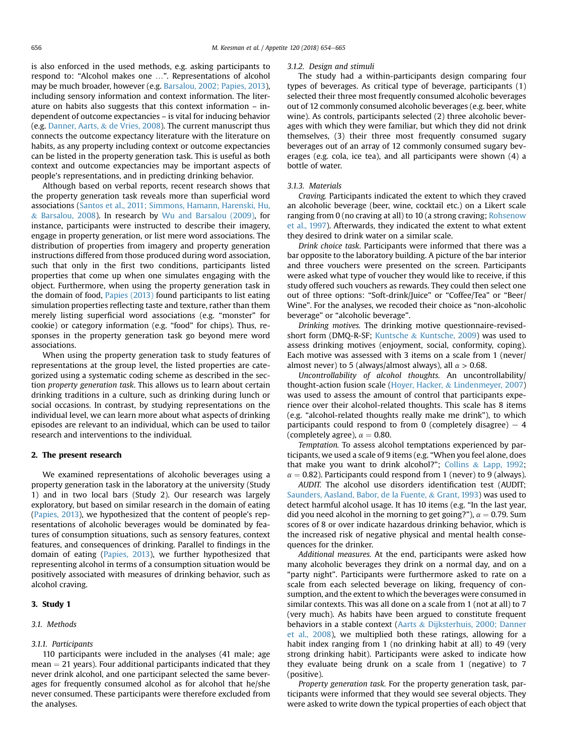is also enforced in the used methods, e.g. asking participants to respond to: "Alcohol makes one …". Representations of alcohol may be much broader, however (e.g. Barsalou, 2002; Papies, 2013), including sensory information and context information. The literature on habits also suggests that this context information – independent of outcome expectancies – is vital for inducing behavior (e.g. Danner, Aarts, & de Vries, 2008). The current manuscript thus connects the outcome expectancy literature with the literature on habits, as any property including context or outcome expectancies can be listed in the property generation task. This is useful as both context and outcome expectancies may be important aspects of people's representations, and in predicting drinking behavior.

Although based on verbal reports, recent research shows that the property generation task reveals more than superficial word associations (Santos et al., 2011; Simmons, Hamann, Harenski, Hu, & Barsalou, 2008). In research by Wu and Barsalou (2009), for instance, participants were instructed to describe their imagery, engage in property generation, or list mere word associations. The distribution of properties from imagery and property generation instructions differed from those produced during word association, such that only in the first two conditions, participants listed properties that come up when one simulates engaging with the object. Furthermore, when using the property generation task in the domain of food, Papies (2013) found participants to list eating simulation properties reflecting taste and texture, rather than them merely listing superficial word associations (e.g. "monster" for cookie) or category information (e.g. "food" for chips). Thus, responses in the property generation task go beyond mere word associations.

When using the property generation task to study features of representations at the group level, the listed properties are categorized using a systematic coding scheme as described in the section *property generation task*. This allows us to learn about certain drinking traditions in a culture, such as drinking during lunch or social occasions. In contrast, by studying representations on the individual level, we can learn more about what aspects of drinking episodes are relevant to an individual, which can be used to tailor research and interventions to the individual.

## 2. The present research

We examined representations of alcoholic beverages using a property generation task in the laboratory at the university (Study 1) and in two local bars (Study 2). Our research was largely exploratory, but based on similar research in the domain of eating (Papies, 2013), we hypothesized that the content of people's representations of alcoholic beverages would be dominated by features of consumption situations, such as sensory features, context features, and consequences of drinking. Parallel to findings in the domain of eating (Papies, 2013), we further hypothesized that representing alcohol in terms of a consumption situation would be positively associated with measures of drinking behavior, such as alcohol craving.

## 3. Study 1

### 3.1. Methods

#### 3.1.1. Participants

110 participants were included in the analyses (41 male; age mean = 21 years). Four additional participants indicated that they never drink alcohol, and one participant selected the same beverages for frequently consumed alcohol as for alcohol that he/she never consumed. These participants were therefore excluded from the analyses.

#### 3.1.2. Design and stimuli

The study had a within-participants design comparing four types of beverages. As critical type of beverage, participants (1) selected their three most frequently consumed alcoholic beverages out of 12 commonly consumed alcoholic beverages (e.g. beer, white wine). As controls, participants selected (2) three alcoholic beverages with which they were familiar, but which they did not drink themselves, (3) their three most frequently consumed sugary beverages out of an array of 12 commonly consumed sugary beverages (e.g. cola, ice tea), and all participants were shown (4) a bottle of water.

#### 3.1.3. Materials

*Craving.* Participants indicated the extent to which they craved an alcoholic beverage (beer, wine, cocktail etc.) on a Likert scale ranging from 0 (no craving at all) to 10 (a strong craving; Rohsenow et al., 1997). Afterwards, they indicated the extent to what extent they desired to drink water on a similar scale.

*Drink choice task.* Participants were informed that there was a bar opposite to the laboratory building. A picture of the bar interior and three vouchers were presented on the screen. Participants were asked what type of voucher they would like to receive, if this study offered such vouchers as rewards. They could then select one out of three options: "Soft-drink/Juice" or "Coffee/Tea" or "Beer/Wine". For the analyses, we recoded their choice as "non-alcoholic beverage" or "alcoholic beverage".

*Drinking motives.* The drinking motive questionnaire-revised-short form (DMQ-R-SF; Kuntsche & Kuntsche, 2009) was used to assess drinking motives (enjoyment, social, conformity, coping). Each motive was assessed with 3 items on a scale from 1 (never/almost never) to 5 (always/almost always), all $\alpha > 0.68$.

*Uncontrollability of alcohol thoughts.* An uncontrollability/thought-action fusion scale (Hoyer, Hacker, & Lindenmeyer, 2007) was used to assess the amount of control that participants experience over their alcohol-related thoughts. This scale has 8 items (e.g. "alcohol-related thoughts really make me drink"), to which participants could respond to from 0 (completely disagree) – 4 (completely agree), $\alpha = 0.80$.

*Temptation.* To assess alcohol temptations experienced by participants, we used a scale of 9 items (e.g. "When you feel alone, does that make you want to drink alcohol?"; Collins & Lapp, 1992; $\alpha = 0.82$). Participants could respond from 1 (never) to 9 (always).

*AUDIT.* The alcohol use disorders identification test (AUDIT; Saunders, Aasland, Babor, de la Fuente, & Grant, 1993) was used to detect harmful alcohol usage. It has 10 items (e.g. "In the last year, did you need alcohol in the morning to get going?"), $\alpha = 0.79$. Sum scores of 8 or over indicate hazardous drinking behavior, which is the increased risk of negative physical and mental health consequences for the drinker.

*Additional measures.* At the end, participants were asked how many alcoholic beverages they drink on a normal day, and on a "party night". Participants were furthermore asked to rate on a scale from each selected beverage on liking, frequency of consumption, and the extent to which the beverages were consumed in similar contexts. This was all done on a scale from 1 (not at all) to 7 (very much). As habits have been argued to constitute frequent behaviors in a stable context (Aarts & Dijksterhuis, 2000; Danner et al., 2008), we multiplied both these ratings, allowing for a habit index ranging from 1 (no drinking habit at all) to 49 (very strong drinking habit). Participants were asked to indicate how they evaluate being drunk on a scale from 1 (negative) to 7 (positive).

*Property generation task.* For the property generation task, participants were informed that they would see several objects. They were asked to write down the typical properties of each object that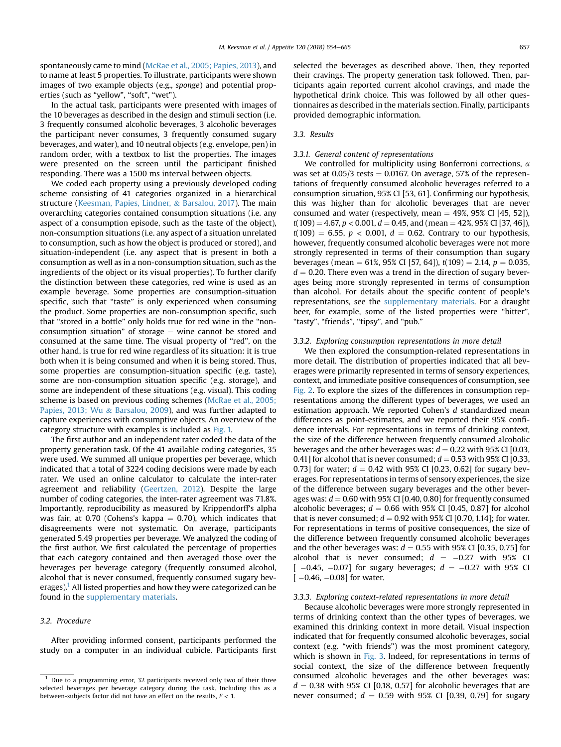spontaneously came to mind (McRae et al., 2005; Papies, 2013), and to name at least 5 properties. To illustrate, participants were shown images of two example objects (e.g., *sponge*) and potential properties (such as "yellow", "soft", "wet").

In the actual task, participants were presented with images of the 10 beverages as described in the design and stimuli section (i.e. 3 frequently consumed alcoholic beverages, 3 alcoholic beverages the participant never consumes, 3 frequently consumed sugary beverages, and water), and 10 neutral objects (e.g. envelope, pen) in random order, with a textbox to list the properties. The images were presented on the screen until the participant finished responding. There was a 1500 ms interval between objects.

We coded each property using a previously developed coding scheme consisting of 41 categories organized in a hierarchical structure (Keesman, Papies, Lindner, & Barsalou, 2017). The main overarching categories contained consumption situations (i.e. any aspect of a consumption episode, such as the taste of the object), non-consumption situations (i.e. any aspect of a situation unrelated to consumption, such as how the object is produced or stored), and situation-independent (i.e. any aspect that is present in both a consumption as well as in a non-consumption situation, such as the ingredients of the object or its visual properties). To further clarify the distinction between these categories, red wine is used as an example beverage. Some properties are consumption-situation specific, such that "taste" is only experienced when consuming the product. Some properties are non-consumption specific, such that "stored in a bottle" only holds true for red wine in the "non-consumption situation" of storage − wine cannot be stored and consumed at the same time. The visual property of "red", on the other hand, is true for red wine regardless of its situation: it is true both when it is being consumed and when it is being stored. Thus, some properties are consumption-situation specific (e.g. taste), some are non-consumption situation specific (e.g. storage), and some are independent of these situations (e.g. visual). This coding scheme is based on previous coding schemes (McRae et al., 2005; Papies, 2013; Wu & Barsalou, 2009), and was further adapted to capture experiences with consumptive objects. An overview of the category structure with examples is included as Fig. 1.

The first author and an independent rater coded the data of the property generation task. Of the 41 available coding categories, 35 were used. We summed all unique properties per beverage, which indicated that a total of 3224 coding decisions were made by each rater. We used an online calculator to calculate the inter-rater agreement and reliability (Geertzen, 2012). Despite the large number of coding categories, the inter-rater agreement was 71.8%. Importantly, reproducibility as measured by Krippendorff's alpha was fair, at 0.70 (Cohens's kappa = 0.70), which indicates that disagreements were not systematic. On average, participants generated 5.49 properties per beverage. We analyzed the coding of the first author. We first calculated the percentage of properties that each category contained and then averaged those over the beverages per beverage category (frequently consumed alcohol, alcohol that is never consumed, frequently consumed sugary beverages).[1] All listed properties and how they were categorized can be found in the supplementary materials.

### 3.2. Procedure

After providing informed consent, participants performed the study on a computer in an individual cubicle. Participants first selected the beverages as described above. Then, they reported their cravings. The property generation task followed. Then, participants again reported current alcohol cravings, and made the hypothetical drink choice. This was followed by all other questionnaires as described in the materials section. Finally, participants provided demographic information.

### 3.3. Results

#### 3.3.1. General content of representations

We controlled for multiplicity using Bonferroni corrections, $\alpha$ was set at 0.05/3 tests = 0.0167. On average, 57% of the representations of frequently consumed alcoholic beverages referred to a consumption situation, 95% CI [53, 61]. Confirming our hypothesis, this was higher than for alcoholic beverages that are never consumed and water (respectively, mean = 49%, 95% CI [45, 52]), $t(109) = 4.67$, $p < 0.001$, $d = 0.45$, and (mean = 42%, 95% CI [37, 46]), $t(109) = 6.55$, $p < 0.001$, $d = 0.62$. Contrary to our hypothesis, however, frequently consumed alcoholic beverages were not more strongly represented in terms of their consumption than sugary beverages (mean = 61%, 95% CI [57, 64]), $t(109) = 2.14$, $p = 0.035$, $d = 0.20$. There even was a trend in the direction of sugary beverages being more strongly represented in terms of consumption than alcohol. For details about the specific content of people's representations, see the supplementary materials. For a draught beer, for example, some of the listed properties were "bitter", "tasty", "friends", "tipsy", and "pub."

#### 3.3.2. Exploring consumption representations in more detail

We then explored the consumption-related representations in more detail. The distribution of properties indicated that all beverages were primarily represented in terms of sensory experiences, context, and immediate positive consequences of consumption, see Fig. 2. To explore the sizes of the differences in consumption representations among the different types of beverages, we used an estimation approach. We reported Cohen's *d* standardized mean differences as point-estimates, and we reported their 95% confidence intervals. For representations in terms of drinking context, the size of the difference between frequently consumed alcoholic beverages and the other beverages was: $d = 0.22$ with 95% CI [0.03, 0.41] for alcohol that is never consumed; $d = 0.53$ with 95% CI [0.33, 0.73] for water; $d = 0.42$ with 95% CI [0.23, 0.62] for sugary beverages. For representations in terms of sensory experiences, the size of the difference between sugary beverages and the other beverages was: $d = 0.60$ with 95% CI [0.40, 0.80] for frequently consumed alcoholic beverages; $d = 0.66$ with 95% CI [0.45, 0.87] for alcohol that is never consumed; $d = 0.92$ with 95% CI [0.70, 1.14]; for water. For representations in terms of positive consequences, the size of the difference between frequently consumed alcoholic beverages and the other beverages was: $d = 0.55$ with 95% CI [0.35, 0.75] for alcohol that is never consumed; $d = -0.27$ with 95% CI [−0.45, −0.07] for sugary beverages; $d = -0.27$ with 95% CI [−0.46, −0.08] for water.

#### 3.3.3. Exploring context-related representations in more detail

Because alcoholic beverages were more strongly represented in terms of drinking context than the other types of beverages, we examined this drinking context in more detail. Visual inspection indicated that for frequently consumed alcoholic beverages, social context (e.g. "with friends") was the most prominent category, which is shown in Fig. 3. Indeed, for representations in terms of social context, the size of the difference between frequently consumed alcoholic beverages and the other beverages was: $d = 0.38$ with 95% CI [0.18, 0.57] for alcoholic beverages that are never consumed; $d = 0.59$ with 95% CI [0.39, 0.79] for sugary

[1] Due to a programming error, 32 participants received only two of their three selected beverages per beverage category during the task. Including this as a between-subjects factor did not have an effect on the results, $F < 1$.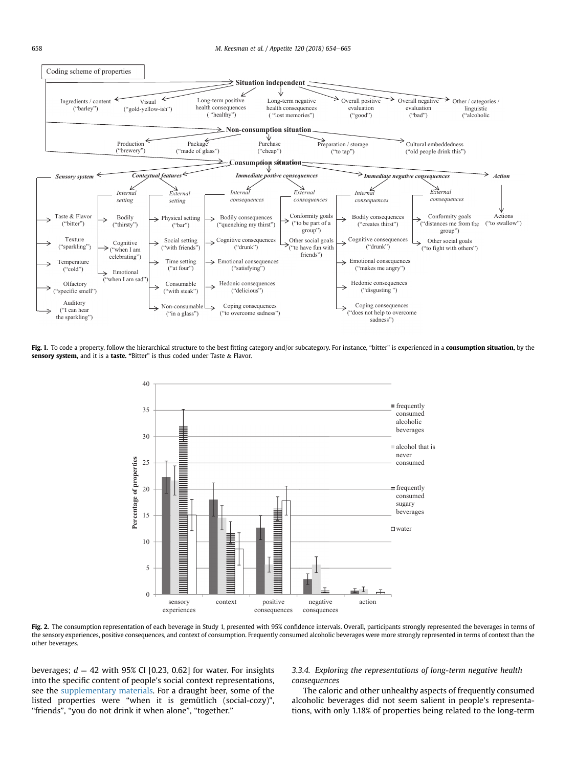**Fig. 1.** To code a property, follow the hierarchical structure to the best fitting category and/or subcategory. For instance, "bitter" is experienced in a **consumption situation,** by the **sensory system,** and it is a **taste. "**Bitter" is thus coded under Taste & Flavor.

**Fig. 2.** The consumption representation of each beverage in Study 1, presented with 95% confidence intervals. Overall, participants strongly represented the beverages in terms of the sensory experiences, positive consequences, and context of consumption. Frequently consumed alcoholic beverages were more strongly represented in terms of context than the other beverages.

beverages; $d = 42$ with 95% CI [0.23, 0.62] for water. For insights into the specific content of people's social context representations, see the supplementary materials. For a draught beer, some of the listed properties were "when it is gemütlich (social-cozy)", "friends", "you do not drink it when alone", "together."

#### 3.3.4. Exploring the representations of long-term negative health consequences

The caloric and other unhealthy aspects of frequently consumed alcoholic beverages did not seem salient in people's representations, with only 1.18% of properties being related to the long-term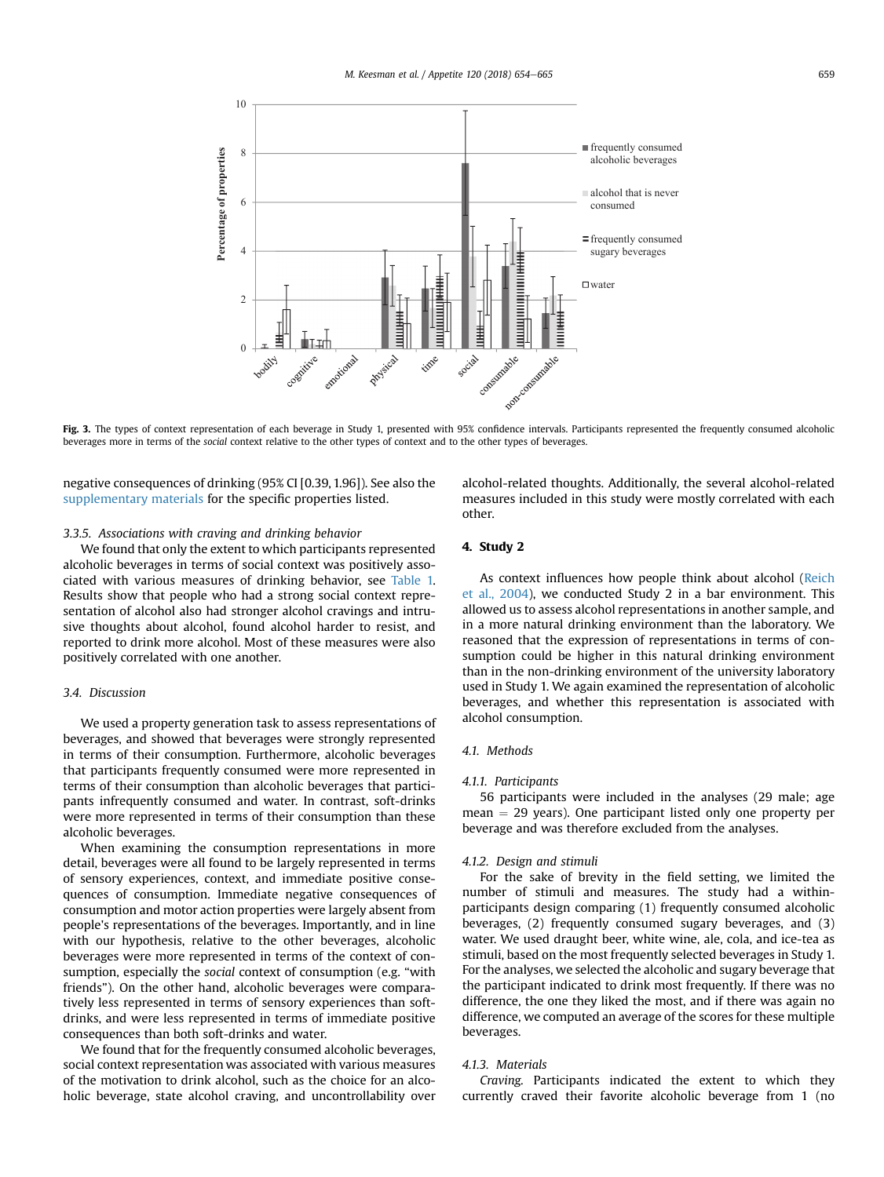Fig. 3. The types of context representation of each beverage in Study 1, presented with 95% confidence intervals. Participants represented the frequently consumed alcoholic beverages more in terms of the *social* context relative to the other types of context and to the other types of beverages.

negative consequences of drinking (95% CI [0.39, 1.96]). See also the supplementary materials for the specific properties listed.

#### 3.3.5. Associations with craving and drinking behavior

We found that only the extent to which participants represented alcoholic beverages in terms of social context was positively associated with various measures of drinking behavior, see Table 1. Results show that people who had a strong social context representation of alcohol also had stronger alcohol cravings and intrusive thoughts about alcohol, found alcohol harder to resist, and reported to drink more alcohol. Most of these measures were also positively correlated with one another.

### 3.4. Discussion

We used a property generation task to assess representations of beverages, and showed that beverages were strongly represented in terms of their consumption. Furthermore, alcoholic beverages that participants frequently consumed were more represented in terms of their consumption than alcoholic beverages that participants infrequently consumed and water. In contrast, soft-drinks were more represented in terms of their consumption than these alcoholic beverages.

When examining the consumption representations in more detail, beverages were all found to be largely represented in terms of sensory experiences, context, and immediate positive consequences of consumption. Immediate negative consequences of consumption and motor action properties were largely absent from people's representations of the beverages. Importantly, and in line with our hypothesis, relative to the other beverages, alcoholic beverages were more represented in terms of the context of consumption, especially the *social* context of consumption (e.g. "with friends"). On the other hand, alcoholic beverages were comparatively less represented in terms of sensory experiences than soft-drinks, and were less represented in terms of immediate positive consequences than both soft-drinks and water.

We found that for the frequently consumed alcoholic beverages, social context representation was associated with various measures of the motivation to drink alcohol, such as the choice for an alcoholic beverage, state alcohol craving, and uncontrollability over alcohol-related thoughts. Additionally, the several alcohol-related measures included in this study were mostly correlated with each other.

## 4. Study 2

As context influences how people think about alcohol (Reich et al., 2004), we conducted Study 2 in a bar environment. This allowed us to assess alcohol representations in another sample, and in a more natural drinking environment than the laboratory. We reasoned that the expression of representations in terms of consumption could be higher in this natural drinking environment than in the non-drinking environment of the university laboratory used in Study 1. We again examined the representation of alcoholic beverages, and whether this representation is associated with alcohol consumption.

### 4.1. Methods

#### 4.1.1. Participants

56 participants were included in the analyses (29 male; age mean = 29 years). One participant listed only one property per beverage and was therefore excluded from the analyses.

#### 4.1.2. Design and stimuli

For the sake of brevity in the field setting, we limited the number of stimuli and measures. The study had a within-participants design comparing (1) frequently consumed alcoholic beverages, (2) frequently consumed sugary beverages, and (3) water. We used draught beer, white wine, ale, cola, and ice-tea as stimuli, based on the most frequently selected beverages in Study 1. For the analyses, we selected the alcoholic and sugary beverage that the participant indicated to drink most frequently. If there was no difference, the one they liked the most, and if there was again no difference, we computed an average of the scores for these multiple beverages.

#### 4.1.3. Materials

*Craving.* Participants indicated the extent to which they currently craved their favorite alcoholic beverage from 1 (no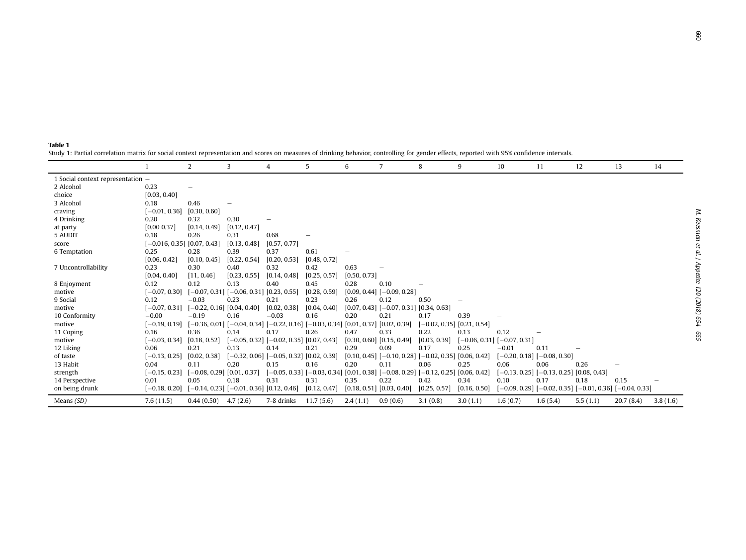**Table 1**

Study 1: Partial correlation matrix for social context representation and scores on measures of drinking behavior, controlling for gender effects, reported with 95% confidence intervals.

| | 1 | 2 | 3 | 4 | 5 | 6 | 7 | 8 | 9 | 10 | 11 | 12 | 13 | 14 |
|---|---|---|---|---|---|---|---|---|---|---|---|---|---|---|
| 1 Social context representation | – | | | | | | | | | | | | | |
| 2 Alcohol choice | 0.23 [0.03, 0.40] | – | | | | | | | | | | | | |
| 3 Alcohol craving | 0.18 [−0.01, 0.36] | 0.46 [0.30, 0.60] | – | | | | | | | | | | | |
| 4 Drinking at party | 0.20 [0.00 0.37] | 0.32 [0.14, 0.49] | 0.30 [0.12, 0.47] | – | | | | | | | | | | |
| 5 AUDIT score | 0.18 [−0.016, 0.35] | 0.26 [0.07, 0.43] | 0.31 [0.13, 0.48] | 0.68 [0.57, 0.77] | – | | | | | | | | | |
| 6 Temptation | 0.25 [0.06, 0.42] | 0.28 [0.10, 0.45] | 0.39 [0.22, 0.54] | 0.37 [0.20, 0.53] | 0.61 [0.48, 0.72] | – | | | | | | | | |
| 7 Uncontrollability | 0.23 [0.04, 0.40] | 0.30 [11, 0.46] | 0.40 [0.23, 0.55] | 0.32 [0.14, 0.48] | 0.42 [0.25, 0.57] | 0.63 [0.50, 0.73] | – | | | | | | | |
| 8 Enjoyment motive | 0.12 [−0.07, 0.30] | 0.12 [−0.07, 0.31] | 0.13 [−0.06, 0.31] | 0.40 [0.23, 0.55] | 0.45 [0.28, 0.59] | 0.28 [0.09, 0.44] | 0.10 [−0.09, 0.28] | – | | | | | | |
| 9 Social motive | 0.12 [−0.07, 0.31] | −0.03 [−0.22, 0.16] | 0.23 [0.04, 0.40] | 0.21 [0.02, 0.38] | 0.23 [0.04, 0.40] | 0.26 [0.07, 0.43] | 0.12 [−0.07, 0.31] | 0.50 [0.34, 0.63] | – | | | | | |
| 10 Conformity motive | −0.00 [−0.19, 0.19] | −0.19 [−0.36, 0.01] | 0.16 [−0.04, 0.34] | −0.03 [−0.22, 0.16] | 0.16 [−0.03, 0.34] | 0.20 [0.01, 0.37] | 0.21 [0.02, 0.39] | 0.17 [−0.02, 0.35] | 0.39 [0.21, 0.54] | – | | | | |
| 11 Coping motive | 0.16 [−0.03, 0.34] | 0.36 [0.18, 0.52] | 0.14 [−0.05, 0.32] | 0.17 [−0.02, 0.35] | 0.26 [0.07, 0.43] | 0.47 [0.30, 0.60] | 0.33 [0.15, 0.49] | 0.22 [0.03, 0.39] | 0.13 [−0.06, 0.31] | 0.12 [−0.07, 0.31] | – | | | |
| 12 Liking of taste | 0.06 [−0.13, 0.25] | 0.21 [0.02, 0.38] | 0.13 [−0.32, 0.06] | 0.14 [−0.05, 0.32] | 0.21 [0.02, 0.39] | 0.29 [0.10, 0.45] | 0.09 [−0.10, 0.28] | 0.17 [−0.02, 0.35] | 0.25 [0.06, 0.42] | −0.01 [−0.20, 0.18] | 0.11 [−0.08, 0.30] | – | | |
| 13 Habit strength | 0.04 [−0.15, 0.23] | 0.11 [−0.08, 0.29] | 0.20 [0.01, 0.37] | 0.15 [−0.05, 0.33] | 0.16 [−0.03, 0.34] | 0.20 [0.01, 0.38] | 0.11 [−0.08, 0.29] | 0.06 [−0.12, 0.25] | 0.25 [0.06, 0.42] | 0.06 [−0.13, 0.25] | 0.06 [−0.13, 0.25] | 0.26 [0.08, 0.43] | – | |
| 14 Perspective on being drunk | 0.01 [−0.18, 0.20] | 0.05 [−0.14, 0.23] | 0.18 [−0.01, 0.36] | 0.31 [0.12, 0.46] | 0.31 [0.12, 0.47] | 0.35 [0.18, 0.51] | 0.22 [0.03, 0.40] | 0.42 [0.25, 0.57] | 0.34 [0.16, 0.50] | 0.10 [−0.09, 0.29] | 0.17 [−0.02, 0.35] | 0.18 [−0.01, 0.36] | 0.15 [−0.04, 0.33] | – |
| Means *(SD)* | 7.6 (11.5) | 0.44 (0.50) | 4.7 (2.6) | 7-8 drinks | 11.7 (5.6) | 2.4 (1.1) | 0.9 (0.6) | 3.1 (0.8) | 3.0 (1.1) | 1.6 (0.7) | 1.6 (5.4) | 5.5 (1.1) | 20.7 (8.4) | 3.8 (1.6) |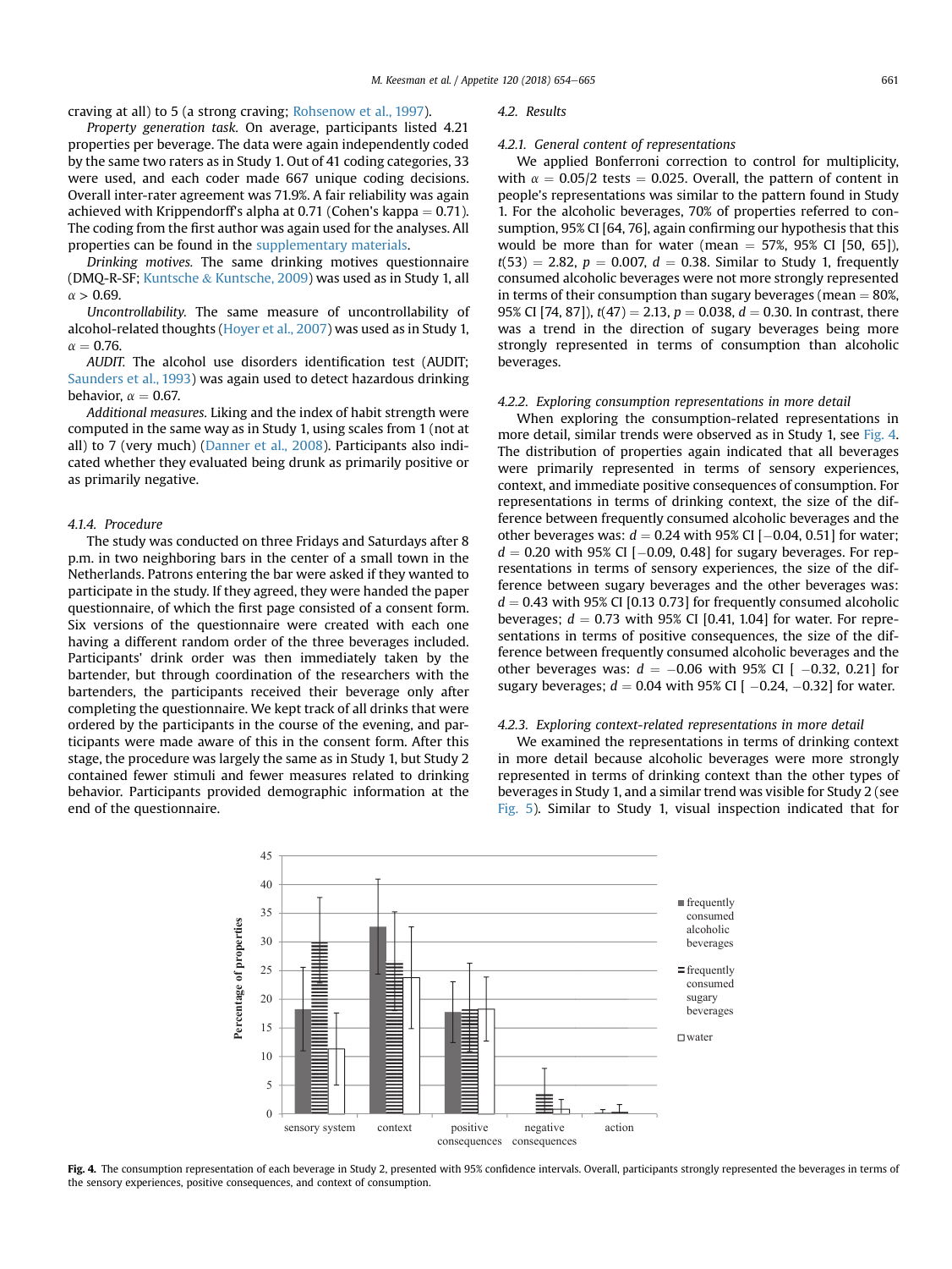craving at all) to 5 (a strong craving; Rohsenow et al., 1997).

*Property generation task.* On average, participants listed 4.21 properties per beverage. The data were again independently coded by the same two raters as in Study 1. Out of 41 coding categories, 33 were used, and each coder made 667 unique coding decisions. Overall inter-rater agreement was 71.9%. A fair reliability was again achieved with Krippendorff's alpha at 0.71 (Cohen's kappa = 0.71). The coding from the first author was again used for the analyses. All properties can be found in the supplementary materials.

*Drinking motives.* The same drinking motives questionnaire (DMQ-R-SF; Kuntsche & Kuntsche, 2009) was used as in Study 1, all $\alpha > 0.69$.

*Uncontrollability.* The same measure of uncontrollability of alcohol-related thoughts (Hoyer et al., 2007) was used as in Study 1, $\alpha = 0.76$.

*AUDIT.* The alcohol use disorders identification test (AUDIT; Saunders et al., 1993) was again used to detect hazardous drinking behavior, $\alpha = 0.67$.

*Additional measures.* Liking and the index of habit strength were computed in the same way as in Study 1, using scales from 1 (not at all) to 7 (very much) (Danner et al., 2008). Participants also indicated whether they evaluated being drunk as primarily positive or as primarily negative.

#### 4.1.4. Procedure

The study was conducted on three Fridays and Saturdays after 8 p.m. in two neighboring bars in the center of a small town in the Netherlands. Patrons entering the bar were asked if they wanted to participate in the study. If they agreed, they were handed the paper questionnaire, of which the first page consisted of a consent form. Six versions of the questionnaire were created with each one having a different random order of the three beverages included. Participants' drink order was then immediately taken by the bartender, but through coordination of the researchers with the bartenders, the participants received their beverage only after completing the questionnaire. We kept track of all drinks that were ordered by the participants in the course of the evening, and participants were made aware of this in the consent form. After this stage, the procedure was largely the same as in Study 1, but Study 2 contained fewer stimuli and fewer measures related to drinking behavior. Participants provided demographic information at the end of the questionnaire.

### 4.2. Results

#### 4.2.1. General content of representations

We applied Bonferroni correction to control for multiplicity, with $\alpha = 0.05/2$ tests $= 0.025$. Overall, the pattern of content in people's representations was similar to the pattern found in Study 1. For the alcoholic beverages, 70% of properties referred to consumption, 95% CI [64, 76], again confirming our hypothesis that this would be more than for water (mean = 57%, 95% CI [50, 65]), $t(53) = 2.82$, $p = 0.007$, $d = 0.38$. Similar to Study 1, frequently consumed alcoholic beverages were not more strongly represented in terms of their consumption than sugary beverages (mean = 80%, 95% CI [74, 87]), $t(47) = 2.13$, $p = 0.038$, $d = 0.30$. In contrast, there was a trend in the direction of sugary beverages being more strongly represented in terms of consumption than alcoholic beverages.

#### 4.2.2. Exploring consumption representations in more detail

When exploring the consumption-related representations in more detail, similar trends were observed as in Study 1, see Fig. 4. The distribution of properties again indicated that all beverages were primarily represented in terms of sensory experiences, context, and immediate positive consequences of consumption. For representations in terms of drinking context, the size of the difference between frequently consumed alcoholic beverages and the other beverages was: $d = 0.24$ with 95% CI [−0.04, 0.51] for water; $d = 0.20$ with 95% CI [−0.09, 0.48] for sugary beverages. For representations in terms of sensory experiences, the size of the difference between sugary beverages and the other beverages was: $d = 0.43$ with 95% CI [0.13 0.73] for frequently consumed alcoholic beverages; $d = 0.73$ with 95% CI [0.41, 1.04] for water. For representations in terms of positive consequences, the size of the difference between frequently consumed alcoholic beverages and the other beverages was: $d = -0.06$ with 95% CI [ −0.32, 0.21] for sugary beverages; $d = 0.04$ with 95% CI [ −0.24, −0.32] for water.

#### 4.2.3. Exploring context-related representations in more detail

We examined the representations in terms of drinking context in more detail because alcoholic beverages were more strongly represented in terms of drinking context than the other types of beverages in Study 1, and a similar trend was visible for Study 2 (see Fig. 5). Similar to Study 1, visual inspection indicated that for

**Fig. 4.** The consumption representation of each beverage in Study 2, presented with 95% confidence intervals. Overall, participants strongly represented the beverages in terms of the sensory experiences, positive consequences, and context of consumption.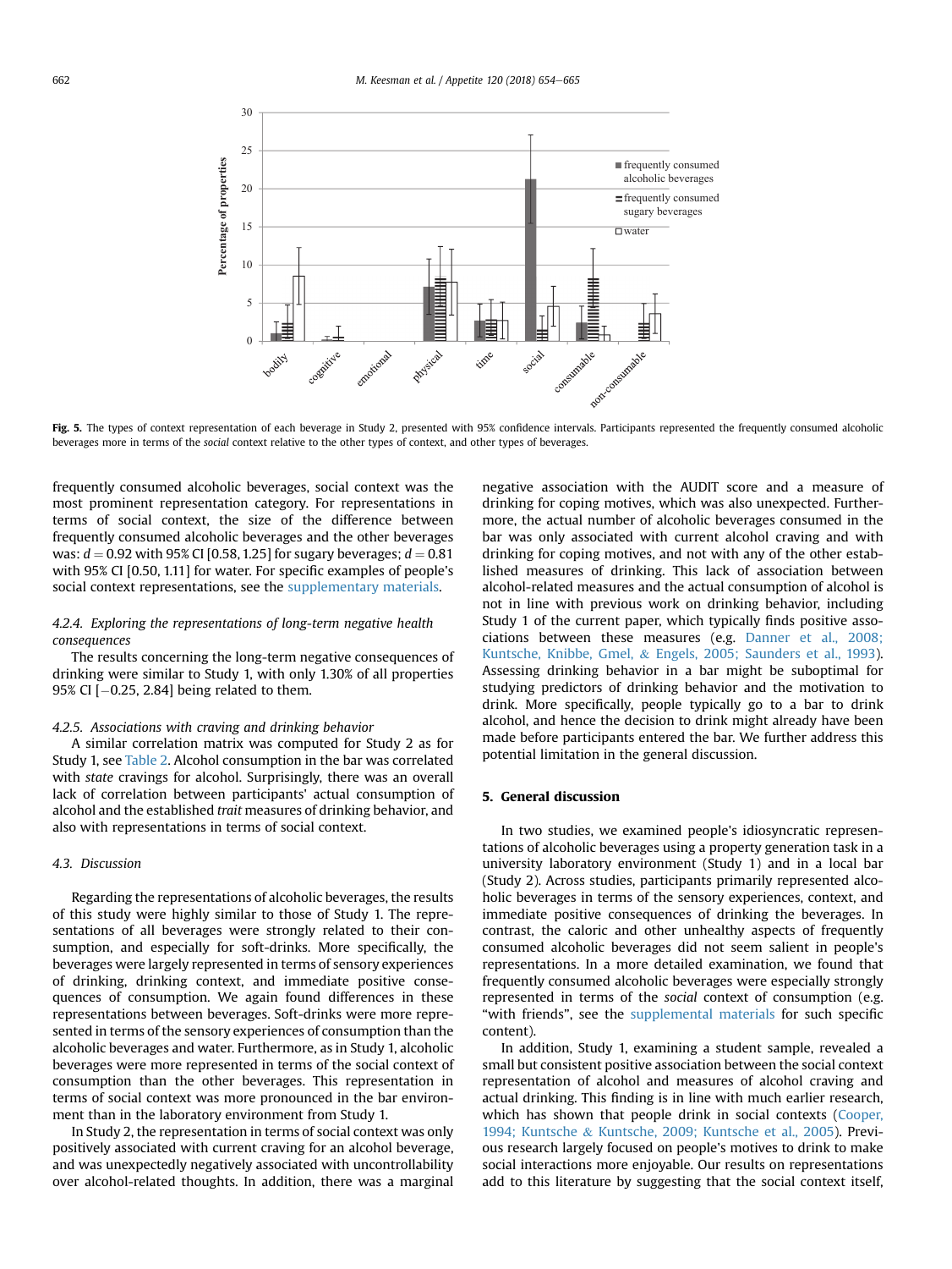Fig. 5. The types of context representation of each beverage in Study 2, presented with 95% confidence intervals. Participants represented the frequently consumed alcoholic beverages more in terms of the *social* context relative to the other types of context, and other types of beverages.

frequently consumed alcoholic beverages, social context was the most prominent representation category. For representations in terms of social context, the size of the difference between frequently consumed alcoholic beverages and the other beverages was: $d = 0.92$ with 95% CI [0.58, 1.25] for sugary beverages; $d = 0.81$ with 95% CI [0.50, 1.11] for water. For specific examples of people's social context representations, see the supplementary materials.

#### 4.2.4. Exploring the representations of long-term negative health consequences

The results concerning the long-term negative consequences of drinking were similar to Study 1, with only 1.30% of all properties 95% CI [−0.25, 2.84] being related to them.

#### 4.2.5. Associations with craving and drinking behavior

A similar correlation matrix was computed for Study 2 as for Study 1, see Table 2. Alcohol consumption in the bar was correlated with *state* cravings for alcohol. Surprisingly, there was an overall lack of correlation between participants' actual consumption of alcohol and the established *trait* measures of drinking behavior, and also with representations in terms of social context.

### 4.3. Discussion

Regarding the representations of alcoholic beverages, the results of this study were highly similar to those of Study 1. The representations of all beverages were strongly related to their consumption, and especially for soft-drinks. More specifically, the beverages were largely represented in terms of sensory experiences of drinking, drinking context, and immediate positive consequences of consumption. We again found differences in these representations between beverages. Soft-drinks were more represented in terms of the sensory experiences of consumption than the alcoholic beverages and water. Furthermore, as in Study 1, alcoholic beverages were more represented in terms of the social context of consumption than the other beverages. This representation in terms of social context was more pronounced in the bar environment than in the laboratory environment from Study 1.

In Study 2, the representation in terms of social context was only positively associated with current craving for an alcohol beverage, and was unexpectedly negatively associated with uncontrollability over alcohol-related thoughts. In addition, there was a marginal negative association with the AUDIT score and a measure of drinking for coping motives, which was also unexpected. Furthermore, the actual number of alcoholic beverages consumed in the bar was only associated with current alcohol craving and with drinking for coping motives, and not with any of the other established measures of drinking. This lack of association between alcohol-related measures and the actual consumption of alcohol is not in line with previous work on drinking behavior, including Study 1 of the current paper, which typically finds positive associations between these measures (e.g. Danner et al., 2008; Kuntsche, Knibbe, Gmel, & Engels, 2005; Saunders et al., 1993). Assessing drinking behavior in a bar might be suboptimal for studying predictors of drinking behavior and the motivation to drink. More specifically, people typically go to a bar to drink alcohol, and hence the decision to drink might already have been made before participants entered the bar. We further address this potential limitation in the general discussion.

## 5. General discussion

In two studies, we examined people's idiosyncratic representations of alcoholic beverages using a property generation task in a university laboratory environment (Study 1) and in a local bar (Study 2). Across studies, participants primarily represented alcoholic beverages in terms of the sensory experiences, context, and immediate positive consequences of drinking the beverages. In contrast, the caloric and other unhealthy aspects of frequently consumed alcoholic beverages did not seem salient in people's representations. In a more detailed examination, we found that frequently consumed alcoholic beverages were especially strongly represented in terms of the *social* context of consumption (e.g. "with friends", see the supplemental materials for such specific content).

In addition, Study 1, examining a student sample, revealed a small but consistent positive association between the social context representation of alcohol and measures of alcohol craving and actual drinking. This finding is in line with much earlier research, which has shown that people drink in social contexts (Cooper, 1994; Kuntsche & Kuntsche, 2009; Kuntsche et al., 2005). Previous research largely focused on people's motives to drink to make social interactions more enjoyable. Our results on representations add to this literature by suggesting that the social context itself,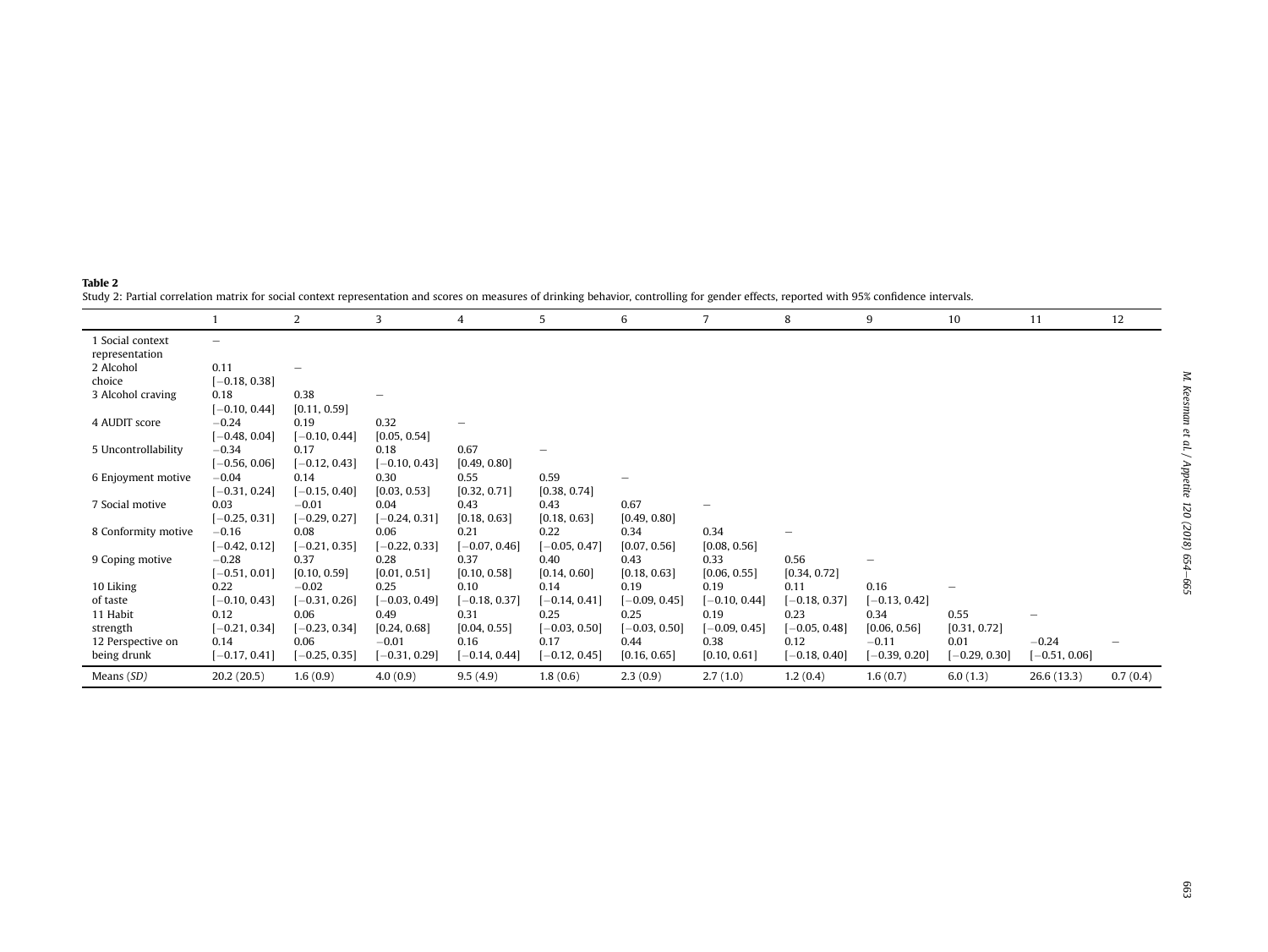**Table 2**

Study 2: Partial correlation matrix for social context representation and scores on measures of drinking behavior, controlling for gender effects, reported with 95% confidence intervals.

| | 1 | 2 | 3 | 4 | 5 | 6 | 7 | 8 | 9 | 10 | 11 | 12 |
|---|---|---|---|---|---|---|---|---|---|---|---|---|
| 1 Social context representation | – | | | | | | | | | | | |
| 2 Alcohol choice | 0.11 [−0.18, 0.38] | – | | | | | | | | | | |
| 3 Alcohol craving | 0.18 [−0.10, 0.44] | 0.38 [0.11, 0.59] | – | | | | | | | | | |
| 4 AUDIT score | −0.24 [−0.48, 0.04] | 0.19 [−0.10, 0.44] | 0.32 [0.05, 0.54] | – | | | | | | | | |
| 5 Uncontrollability | −0.34 [−0.56, 0.06] | 0.17 [−0.12, 0.43] | 0.18 [−0.10, 0.43] | 0.67 [0.49, 0.80] | – | | | | | | | |
| 6 Enjoyment motive | −0.04 [−0.31, 0.24] | 0.14 [−0.15, 0.40] | 0.30 [0.03, 0.53] | 0.55 [0.32, 0.71] | 0.59 [0.38, 0.74] | – | | | | | | |
| 7 Social motive | 0.03 [−0.25, 0.31] | −0.01 [−0.29, 0.27] | 0.04 [−0.24, 0.31] | 0.43 [0.18, 0.63] | 0.43 [0.18, 0.63] | 0.67 [0.49, 0.80] | – | | | | | |
| 8 Conformity motive | −0.16 [−0.42, 0.12] | 0.08 [−0.21, 0.35] | 0.06 [−0.22, 0.33] | 0.21 [−0.07, 0.46] | 0.22 [−0.05, 0.47] | 0.34 [0.07, 0.56] | 0.34 [0.08, 0.56] | – | | | | |
| 9 Coping motive | −0.28 [−0.51, 0.01] | 0.37 [0.10, 0.59] | 0.28 [0.01, 0.51] | 0.37 [0.10, 0.58] | 0.40 [0.14, 0.60] | 0.43 [0.18, 0.63] | 0.33 [0.06, 0.55] | 0.56 [0.34, 0.72] | – | | | |
| 10 Liking of taste | 0.22 [−0.10, 0.43] | −0.02 [−0.31, 0.26] | 0.25 [−0.03, 0.49] | 0.10 [−0.18, 0.37] | 0.14 [−0.14, 0.41] | 0.19 [−0.09, 0.45] | 0.19 [−0.10, 0.44] | 0.11 [−0.18, 0.37] | 0.16 [−0.13, 0.42] | – | | |
| 11 Habit strength | 0.12 [−0.21, 0.34] | 0.06 [−0.23, 0.34] | 0.49 [0.24, 0.68] | 0.31 [0.04, 0.55] | 0.25 [−0.03, 0.50] | 0.25 [−0.03, 0.50] | 0.19 [−0.09, 0.45] | 0.23 [−0.05, 0.48] | 0.34 [0.06, 0.56] | 0.55 [0.31, 0.72] | – | |
| 12 Perspective on being drunk | 0.14 [−0.17, 0.41] | 0.06 [−0.25, 0.35] | −0.01 [−0.31, 0.29] | 0.16 [−0.14, 0.44] | 0.17 [−0.12, 0.45] | 0.44 [0.16, 0.65] | 0.38 [0.10, 0.61] | 0.12 [−0.18, 0.40] | −0.11 [−0.39, 0.20] | 0.01 [−0.29, 0.30] | −0.24 [−0.51, 0.06] | – |
| Means (*SD*) | 20.2 (20.5) | 1.6 (0.9) | 4.0 (0.9) | 9.5 (4.9) | 1.8 (0.6) | 2.3 (0.9) | 2.7 (1.0) | 1.2 (0.4) | 1.6 (0.7) | 6.0 (1.3) | 26.6 (13.3) | 0.7 (0.4) |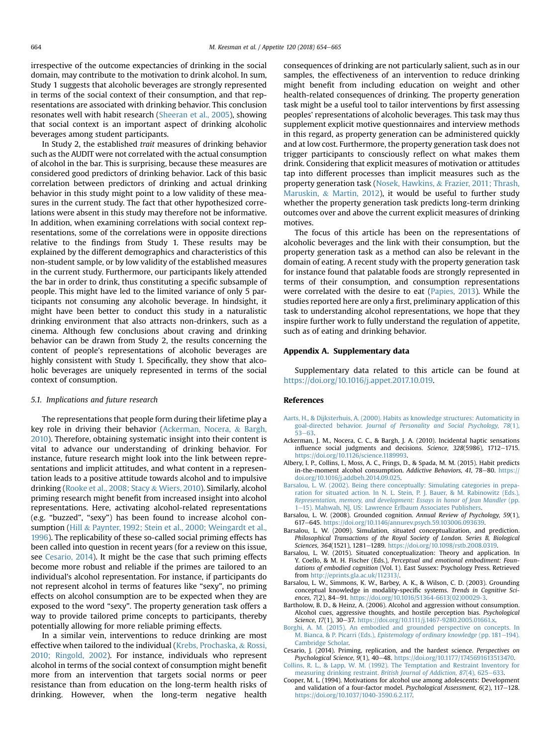irrespective of the outcome expectancies of drinking in the social domain, may contribute to the motivation to drink alcohol. In sum, Study 1 suggests that alcoholic beverages are strongly represented in terms of the social context of their consumption, and that representations are associated with drinking behavior. This conclusion resonates well with habit research (Sheeran et al., 2005), showing that social context is an important aspect of drinking alcoholic beverages among student participants.

In Study 2, the established *trait* measures of drinking behavior such as the AUDIT were not correlated with the actual consumption of alcohol in the bar. This is surprising, because these measures are considered good predictors of drinking behavior. Lack of this basic correlation between predictors of drinking and actual drinking behavior in this study might point to a low validity of these measures in the current study. The fact that other hypothesized correlations were absent in this study may therefore not be informative. In addition, when examining correlations with social context representations, some of the correlations were in opposite directions relative to the findings from Study 1. These results may be explained by the different demographics and characteristics of this non-student sample, or by low validity of the established measures in the current study. Furthermore, our participants likely attended the bar in order to drink, thus constituting a specific subsample of people. This might have led to the limited variance of only 5 participants not consuming any alcoholic beverage. In hindsight, it might have been better to conduct this study in a naturalistic drinking environment that also attracts non-drinkers, such as a cinema. Although few conclusions about craving and drinking behavior can be drawn from Study 2, the results concerning the content of people's representations of alcoholic beverages are highly consistent with Study 1. Specifically, they show that alcoholic beverages are uniquely represented in terms of the social context of consumption.

### 5.1. Implications and future research

The representations that people form during their lifetime play a key role in driving their behavior (Ackerman, Nocera, & Bargh, 2010). Therefore, obtaining systematic insight into their content is vital to advance our understanding of drinking behavior. For instance, future research might look into the link between representations and implicit attitudes, and what content in a representation leads to a positive attitude towards alcohol and to impulsive drinking (Rooke et al., 2008; Stacy & Wiers, 2010). Similarly, alcohol priming research might benefit from increased insight into alcohol representations. Here, activating alcohol-related representations (e.g. "buzzed", "sexy") has been found to increase alcohol consumption (Hill & Paynter, 1992; Stein et al., 2000; Weingardt et al., 1996). The replicability of these so-called social priming effects has been called into question in recent years (for a review on this issue, see Cesario, 2014). It might be the case that such priming effects become more robust and reliable if the primes are tailored to an individual's alcohol representation. For instance, if participants do not represent alcohol in terms of features like "sexy", no priming effects on alcohol consumption are to be expected when they are exposed to the word "sexy". The property generation task offers a way to provide tailored prime concepts to participants, thereby potentially allowing for more reliable priming effects.

In a similar vein, interventions to reduce drinking are most effective when tailored to the individual (Krebs, Prochaska, & Rossi, 2010; Ringold, 2002). For instance, individuals who represent alcohol in terms of the social context of consumption might benefit more from an intervention that targets social norms or peer resistance than from education on the long-term health risks of drinking. However, when the long-term negative health consequences of drinking are not particularly salient, such as in our samples, the effectiveness of an intervention to reduce drinking might benefit from including education on weight and other health-related consequences of drinking. The property generation task might be a useful tool to tailor interventions by first assessing peoples' representations of alcoholic beverages. This task may thus supplement explicit motive questionnaires and interview methods in this regard, as property generation can be administered quickly and at low cost. Furthermore, the property generation task does not trigger participants to consciously reflect on what makes them drink. Considering that explicit measures of motivation or attitudes tap into different processes than implicit measures such as the property generation task (Nosek, Hawkins, & Frazier, 2011; Thrash, Maruskin, & Martin, 2012), it would be useful to further study whether the property generation task predicts long-term drinking outcomes over and above the current explicit measures of drinking motives.

The focus of this article has been on the representations of alcoholic beverages and the link with their consumption, but the property generation task as a method can also be relevant in the domain of eating. A recent study with the property generation task for instance found that palatable foods are strongly represented in terms of their consumption, and consumption representations were correlated with the desire to eat (Papies, 2013). While the studies reported here are only a first, preliminary application of this task to understanding alcohol representations, we hope that they inspire further work to fully understand the regulation of appetite, such as of eating and drinking behavior.

## Appendix A. Supplementary data

Supplementary data related to this article can be found at https://doi.org/10.1016/j.appet.2017.10.019.

## References

Aarts, H., & Dijksterhuis, A. (2000). Habits as knowledge structures: Automaticity in goal-directed behavior. *Journal of Personality and Social Psychology, 78*(1), 53–63.

Ackerman, J. M., Nocera, C. C., & Bargh, J. A. (2010). Incidental haptic sensations influence social judgments and decisions. *Science, 328*(5986), 1712–1715. https://doi.org/10.1126/science.1189993.

Albery, I. P., Collins, I., Moss, A. C., Frings, D., & Spada, M. M. (2015). Habit predicts in-the-moment alcohol consumption. *Addictive Behaviors, 41*, 78–80. https://doi.org/10.1016/j.addbeh.2014.09.025.

Barsalou, L. W. (2002). Being there conceptually: Simulating categories in preparation for situated action. In N. L. Stein, P. J. Bauer, & M. Rabinowitz (Eds.), *Representation, memory, and development: Essays in honor of Jean Mandler* (pp. 1–15). Mahwah, NJ, US: Lawrence Erlbaum Associates Publishers.

Barsalou, L. W. (2008). Grounded cognition. *Annual Review of Psychology, 59*(1), 617–645. https://doi.org/10.1146/annurev.psych.59.103006.093639.

Barsalou, L. W. (2009). Simulation, situated conceptualization, and prediction. *Philosophical Transactions of the Royal Society of London. Series B, Biological Sciences, 364*(1521), 1281–1289. https://doi.org/10.1098/rstb.2008.0319.

Barsalou, L. W. (2015). Situated conceptualization: Theory and application. In Y. Coello, & M. H. Fischer (Eds.), *Perceptual and emotional embodiment: Foundations of embodied cognition* (Vol. 1). East Sussex: Psychology Press. Retrieved from http://eprints.gla.ac.uk/112313/.

Barsalou, L. W., Simmons, K. W., Barbey, A. K., & Wilson, C. D. (2003). Grounding conceptual knowledge in modality-specific systems. *Trends in Cognitive Sciences, 7*(2), 84–91. https://doi.org/10.1016/S1364-6613(02)00029-3.

Bartholow, B. D., & Heinz, A. (2006). Alcohol and aggression without consumption. Alcohol cues, aggressive thoughts, and hostile perception bias. *Psychological Science, 17*(1), 30–37. https://doi.org/10.1111/j.1467-9280.2005.01661.x.

Borghi, A. M. (2015). An embodied and grounded perspective on concepts. In M. Bianca, & P. Picarri (Eds.), *Epistemology of ordinary knowledge* (pp. 181–194). Cambridge Scholar.

Cesario, J. (2014). Priming, replication, and the hardest science. *Perspectives on Psychological Science, 9*(1), 40–48. https://doi.org/10.1177/1745691613513470.

Collins, R. L., & Lapp, W. M. (1992). The Temptation and Restraint Inventory for measuring drinking restraint. *British Journal of Addiction, 87*(4), 625–633.

Cooper, M. L. (1994). Motivations for alcohol use among adolescents: Development and validation of a four-factor model. *Psychological Assessment, 6*(2), 117–128. https://doi.org/10.1037/1040-3590.6.2.117.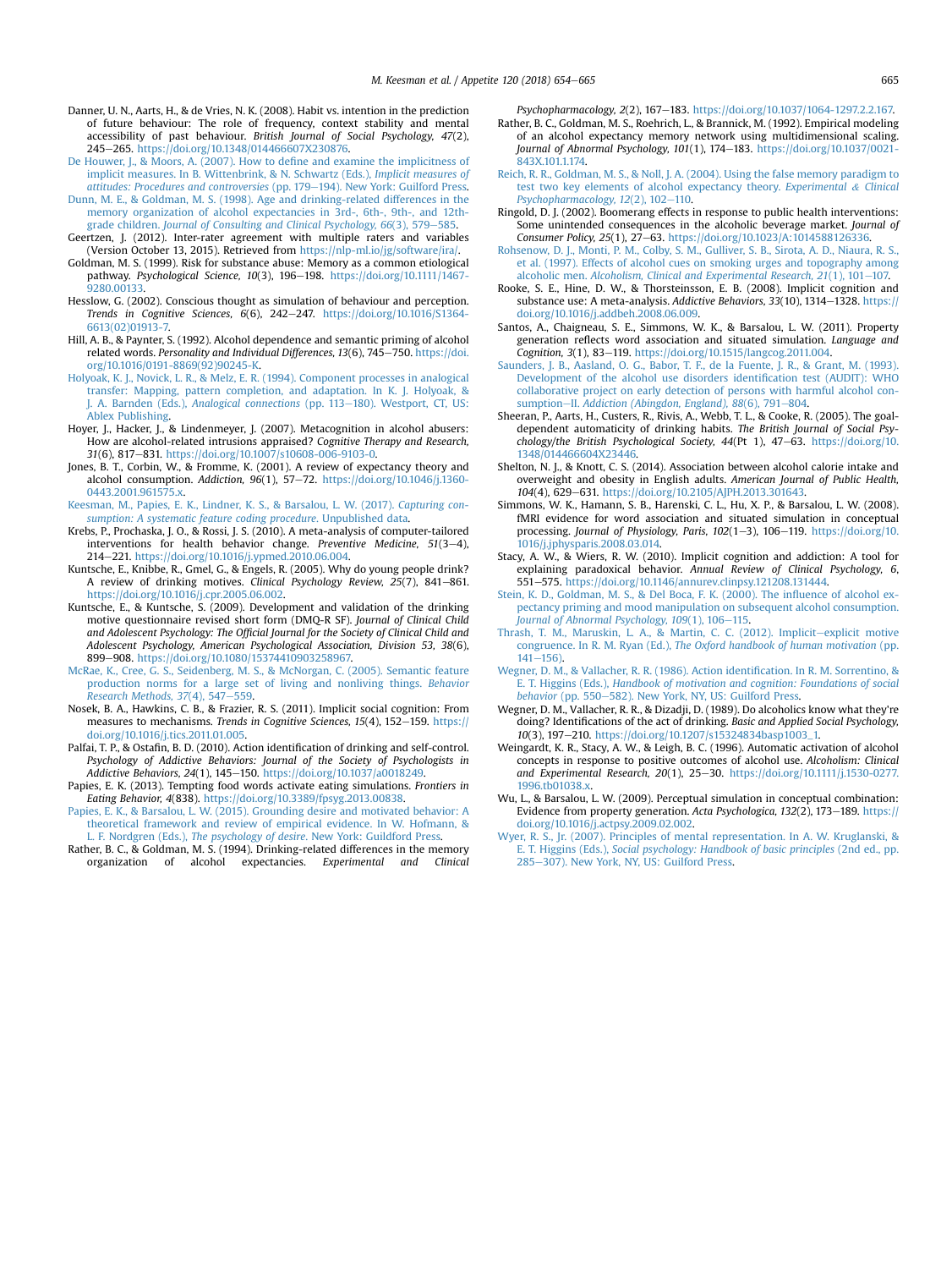Danner, U. N., Aarts, H., & de Vries, N. K. (2008). Habit vs. intention in the prediction of future behaviour: The role of frequency, context stability and mental accessibility of past behaviour. *British Journal of Social Psychology, 47*(2), 245–265. https://doi.org/10.1348/014466607X230876.

De Houwer, J., & Moors, A. (2007). How to define and examine the implicitness of implicit measures. In B. Wittenbrink, & N. Schwartz (Eds.), *Implicit measures of attitudes: Procedures and controversies* (pp. 179–194). New York: Guilford Press.

Dunn, M. E., & Goldman, M. S. (1998). Age and drinking-related differences in the memory organization of alcohol expectancies in 3rd-, 6th-, 9th-, and 12th-grade children. *Journal of Consulting and Clinical Psychology, 66*(3), 579–585.

Geertzen, J. (2012). Inter-rater agreement with multiple raters and variables (Version October 13, 2015). Retrieved from https://nlp-ml.io/jg/software/ira/.

Goldman, M. S. (1999). Risk for substance abuse: Memory as a common etiological pathway. *Psychological Science, 10*(3), 196–198. https://doi.org/10.1111/1467-9280.00133.

Hesslow, G. (2002). Conscious thought as simulation of behaviour and perception. *Trends in Cognitive Sciences, 6*(6), 242–247. https://doi.org/10.1016/S1364-6613(02)01913-7.

Hill, A. B., & Paynter, S. (1992). Alcohol dependence and semantic priming of alcohol related words. *Personality and Individual Differences, 13*(6), 745–750. https://doi.org/10.1016/0191-8869(92)90245-K.

Holyoak, K. J., Novick, L. R., & Melz, E. R. (1994). Component processes in analogical transfer: Mapping, pattern completion, and adaptation. In K. J. Holyoak, & J. A. Barnden (Eds.), *Analogical connections* (pp. 113–180). Westport, CT, US: Ablex Publishing.

Hoyer, J., Hacker, J., & Lindenmeyer, J. (2007). Metacognition in alcohol abusers: How are alcohol-related intrusions appraised? *Cognitive Therapy and Research, 31*(6), 817–831. https://doi.org/10.1007/s10608-006-9103-0.

Jones, B. T., Corbin, W., & Fromme, K. (2001). A review of expectancy theory and alcohol consumption. *Addiction, 96*(1), 57–72. https://doi.org/10.1046/j.1360-0443.2001.961575.x.

Keesman, M., Papies, E. K., Lindner, K. S., & Barsalou, L. W. (2017). *Capturing consumption: A systematic feature coding procedure*. Unpublished data.

Krebs, P., Prochaska, J. O., & Rossi, J. S. (2010). A meta-analysis of computer-tailored interventions for health behavior change. *Preventive Medicine, 51*(3–4), 214–221. https://doi.org/10.1016/j.ypmed.2010.06.004.

Kuntsche, E., Knibbe, R., Gmel, G., & Engels, R. (2005). Why do young people drink? A review of drinking motives. *Clinical Psychology Review, 25*(7), 841–861. https://doi.org/10.1016/j.cpr.2005.06.002.

Kuntsche, E., & Kuntsche, S. (2009). Development and validation of the drinking motive questionnaire revised short form (DMQ-R SF). *Journal of Clinical Child and Adolescent Psychology: The Official Journal for the Society of Clinical Child and Adolescent Psychology, American Psychological Association, Division 53, 38*(6), 899–908. https://doi.org/10.1080/15374410903258967.

McRae, K., Cree, G. S., Seidenberg, M. S., & McNorgan, C. (2005). Semantic feature production norms for a large set of living and nonliving things. *Behavior Research Methods, 37*(4), 547–559.

Nosek, B. A., Hawkins, C. B., & Frazier, R. S. (2011). Implicit social cognition: From measures to mechanisms. *Trends in Cognitive Sciences, 15*(4), 152–159. https://doi.org/10.1016/j.tics.2011.01.005.

Palfai, T. P., & Ostafin, B. D. (2010). Action identification of drinking and self-control. *Psychology of Addictive Behaviors: Journal of the Society of Psychologists in Addictive Behaviors, 24*(1), 145–150. https://doi.org/10.1037/a0018249.

Papies, E. K. (2013). Tempting food words activate eating simulations. *Frontiers in Eating Behavior, 4*(838). https://doi.org/10.3389/fpsyg.2013.00838.

Papies, E. K., & Barsalou, L. W. (2015). Grounding desire and motivated behavior: A theoretical framework and review of empirical evidence. In W. Hofmann, & L. F. Nordgren (Eds.), *The psychology of desire*. New York: Guildford Press.

Rather, B. C., & Goldman, M. S. (1994). Drinking-related differences in the memory organization of alcohol expectancies. *Experimental and Clinical Psychopharmacology, 2*(2), 167–183. https://doi.org/10.1037/1064-1297.2.2.167.

Rather, B. C., Goldman, M. S., Roehrich, L., & Brannick, M. (1992). Empirical modeling of an alcohol expectancy memory network using multidimensional scaling. *Journal of Abnormal Psychology, 101*(1), 174–183. https://doi.org/10.1037/0021-843X.101.1.174.

Reich, R. R., Goldman, M. S., & Noll, J. A. (2004). Using the false memory paradigm to test two key elements of alcohol expectancy theory. *Experimental & Clinical Psychopharmacology, 12*(2), 102–110.

Ringold, D. J. (2002). Boomerang effects in response to public health interventions: Some unintended consequences in the alcoholic beverage market. *Journal of Consumer Policy, 25*(1), 27–63. https://doi.org/10.1023/A:1014588126336.

Rohsenow, D. J., Monti, P. M., Colby, S. M., Gulliver, S. B., Sirota, A. D., Niaura, R. S., et al. (1997). Effects of alcohol cues on smoking urges and topography among alcoholic men. *Alcoholism, Clinical and Experimental Research, 21*(1), 101–107.

Rooke, S. E., Hine, D. W., & Thorsteinsson, E. B. (2008). Implicit cognition and substance use: A meta-analysis. *Addictive Behaviors, 33*(10), 1314–1328. https://doi.org/10.1016/j.addbeh.2008.06.009.

Santos, A., Chaigneau, S. E., Simmons, W. K., & Barsalou, L. W. (2011). Property generation reflects word association and situated simulation. *Language and Cognition, 3*(1), 83–119. https://doi.org/10.1515/langcog.2011.004.

Saunders, J. B., Aasland, O. G., Babor, T. F., de la Fuente, J. R., & Grant, M. (1993). Development of the alcohol use disorders identification test (AUDIT): WHO collaborative project on early detection of persons with harmful alcohol consumption–II. *Addiction (Abingdon, England), 88*(6), 791–804.

Sheeran, P., Aarts, H., Custers, R., Rivis, A., Webb, T. L., & Cooke, R. (2005). The goal-dependent automaticity of drinking habits. *The British Journal of Social Psychology/the British Psychological Society, 44*(Pt 1), 47–63. https://doi.org/10.1348/014466604X23446.

Shelton, N. J., & Knott, C. S. (2014). Association between alcohol calorie intake and overweight and obesity in English adults. *American Journal of Public Health, 104*(4), 629–631. https://doi.org/10.2105/AJPH.2013.301643.

Simmons, W. K., Hamann, S. B., Harenski, C. L., Hu, X. P., & Barsalou, L. W. (2008). fMRI evidence for word association and situated simulation in conceptual processing. *Journal of Physiology, Paris, 102*(1–3), 106–119. https://doi.org/10.1016/j.jphysparis.2008.03.014.

Stacy, A. W., & Wiers, R. W. (2010). Implicit cognition and addiction: A tool for explaining paradoxical behavior. *Annual Review of Clinical Psychology, 6*, 551–575. https://doi.org/10.1146/annurev.clinpsy.121208.131444.

Stein, K. D., Goldman, M. S., & Del Boca, F. K. (2000). The influence of alcohol expectancy priming and mood manipulation on subsequent alcohol consumption. *Journal of Abnormal Psychology, 109*(1), 106–115.

Thrash, T. M., Maruskin, L. A., & Martin, C. C. (2012). Implicit–explicit motive congruence. In R. M. Ryan (Ed.), *The Oxford handbook of human motivation* (pp. 141–156).

Wegner, D. M., & Vallacher, R. R. (1986). Action identification. In R. M. Sorrentino, & E. T. Higgins (Eds.), *Handbook of motivation and cognition: Foundations of social behavior* (pp. 550–582). New York, NY, US: Guilford Press.

Wegner, D. M., Vallacher, R. R., & Dizadji, D. (1989). Do alcoholics know what they're doing? Identifications of the act of drinking. *Basic and Applied Social Psychology, 10*(3), 197–210. https://doi.org/10.1207/s15324834basp1003_1.

Weingardt, K. R., Stacy, A. W., & Leigh, B. C. (1996). Automatic activation of alcohol concepts in response to positive outcomes of alcohol use. *Alcoholism: Clinical and Experimental Research, 20*(1), 25–30. https://doi.org/10.1111/j.1530-0277.1996.tb01038.x.

Wu, L., & Barsalou, L. W. (2009). Perceptual simulation in conceptual combination: Evidence from property generation. *Acta Psychologica, 132*(2), 173–189. https://doi.org/10.1016/j.actpsy.2009.02.002.

Wyer, R. S., Jr. (2007). Principles of mental representation. In A. W. Kruglanski, & E. T. Higgins (Eds.), *Social psychology: Handbook of basic principles* (2nd ed., pp. 285–307). New York, NY, US: Guilford Press.